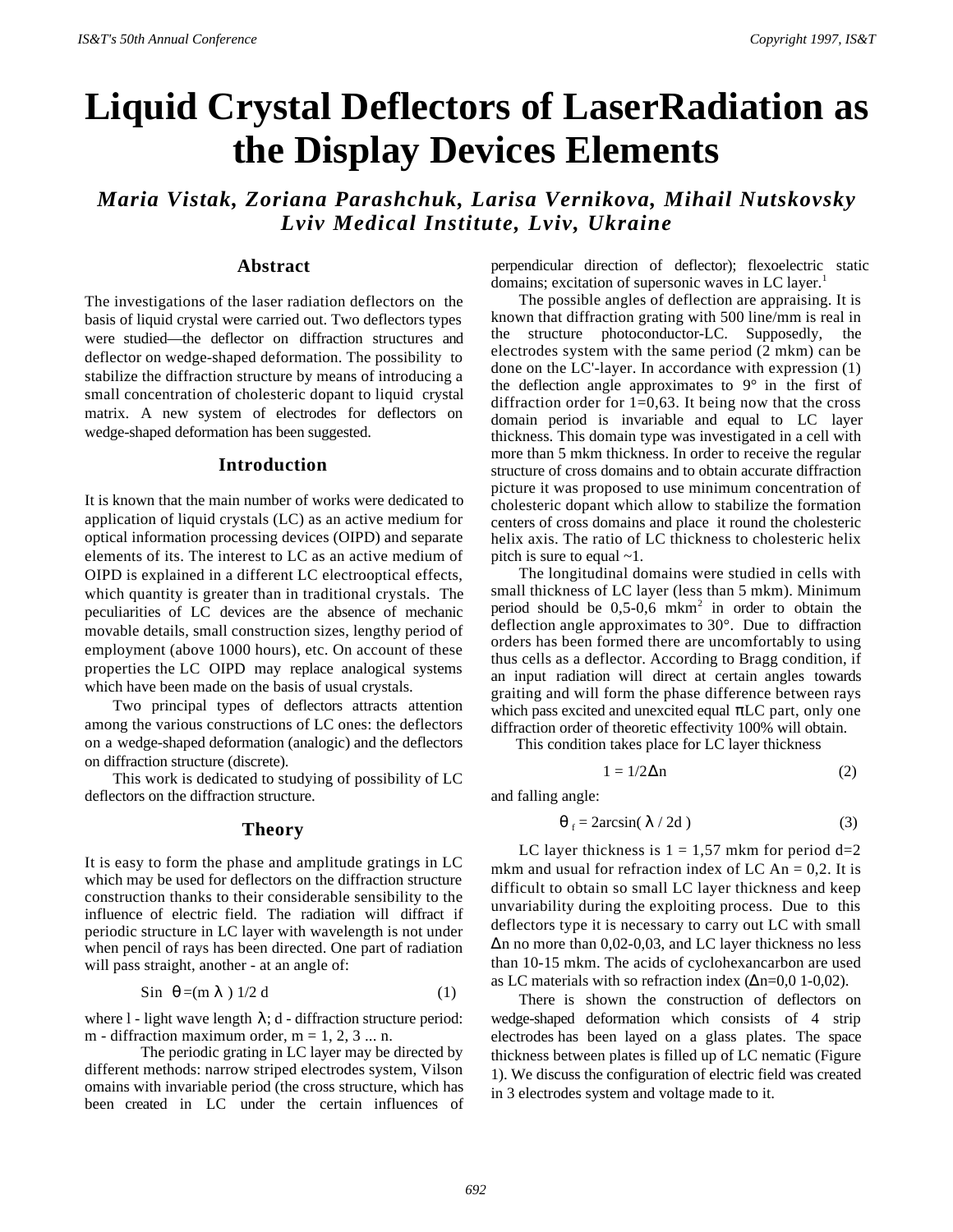# Liquid Crystal Deflectors of LaserRadiation as the Display Devices Elements

***Maria Vistak, Zoriana Parashchuk, Larisa Vernikova, Mihail Nutskovsky***
***Lviv Medical Institute, Lviv, Ukraine***

## Abstract

The investigations of the laser radiation deflectors on the basis of liquid crystal were carried out. Two deflectors types were studied—the deflector on diffraction structures and deflector on wedge-shaped deformation. The possibility to stabilize the diffraction structure by means of introducing a small concentration of cholesteric dopant to liquid crystal matrix. A new system of electrodes for deflectors on wedge-shaped deformation has been suggested.

## Introduction

It is known that the main number of works were dedicated to application of liquid crystals (LC) as an active medium for optical information processing devices (OIPD) and separate elements of its. The interest to LC as an active medium of OIPD is explained in a different LC electrooptical effects, which quantity is greater than in traditional crystals. The peculiarities of LC devices are the absence of mechanic movable details, small construction sizes, lengthy period of employment (above 1000 hours), etc. On account of these properties the LC OIPD may replace analogical systems which have been made on the basis of usual crystals.

Two principal types of deflectors attracts attention among the various constructions of LC ones: the deflectors on a wedge-shaped deformation (analogic) and the deflectors on diffraction structure (discrete).

This work is dedicated to studying of possibility of LC deflectors on the diffraction structure.

## Theory

It is easy to form the phase and amplitude gratings in LC which may be used for deflectors on the diffraction structure construction thanks to their considerable sensibility to the influence of electric field. The radiation will diffract if periodic structure in LC layer with wavelength is not under when pencil of rays has been directed. One part of radiation will pass straight, another - at an angle of:

$$\text{Sin } \theta = (m \lambda) \, 1/2 \, d \qquad (1)$$

where l - light wave length $\lambda$; d - diffraction structure period: m - diffraction maximum order, m = 1, 2, 3 ... n.

The periodic grating in LC layer may be directed by different methods: narrow striped electrodes system, Vilson omains with invariable period (the cross structure, which has been created in LC under the certain influences of perpendicular direction of deflector); flexoelectric static domains; excitation of supersonic waves in LC layer.[1]

The possible angles of deflection are appraising. It is known that diffraction grating with 500 line/mm is real in the structure photoconductor-LC. Supposedly, the electrodes system with the same period (2 mkm) can be done on the LC'-layer. In accordance with expression (1) the deflection angle approximates to 9° in the first of diffraction order for 1=0,63. It being now that the cross domain period is invariable and equal to LC layer thickness. This domain type was investigated in a cell with more than 5 mkm thickness. In order to receive the regular structure of cross domains and to obtain accurate diffraction picture it was proposed to use minimum concentration of cholesteric dopant which allow to stabilize the formation centers of cross domains and place it round the cholesteric helix axis. The ratio of LC thickness to cholesteric helix pitch is sure to equal ~1.

The longitudinal domains were studied in cells with small thickness of LC layer (less than 5 mkm). Minimum period should be 0,5-0,6 $mkm^2$ in order to obtain the deflection angle approximates to 30°. Due to diffraction orders has been formed there are uncomfortably to using thus cells as a deflector. According to Bragg condition, if an input radiation will direct at certain angles towards graiting and will form the phase difference between rays which pass excited and unexcited equal $\pi$LC part, only one diffraction order of theoretic effectivity 100% will obtain.

This condition takes place for LC layer thickness

$$1 = 1/2\Delta n \qquad (2)$$

and falling angle:

$$\theta_f = 2\arcsin(\lambda / 2d) \qquad (3)$$

LC layer thickness is 1 = 1,57 mkm for period d=2 mkm and usual for refraction index of LC $\Delta$n = 0,2. It is difficult to obtain so small LC layer thickness and keep unvariability during the exploiting process. Due to this deflectors type it is necessary to carry out LC with small $\Delta$n no more than 0,02-0,03, and LC layer thickness no less than 10-15 mkm. The acids of cyclohexancarbon are used as LC materials with so refraction index ($\Delta$n=0,0 1-0,02).

There is shown the construction of deflectors on wedge-shaped deformation which consists of 4 strip electrodes has been layed on a glass plates. The space thickness between plates is filled up of LC nematic (Figure 1). We discuss the configuration of electric field was created in 3 electrodes system and voltage made to it.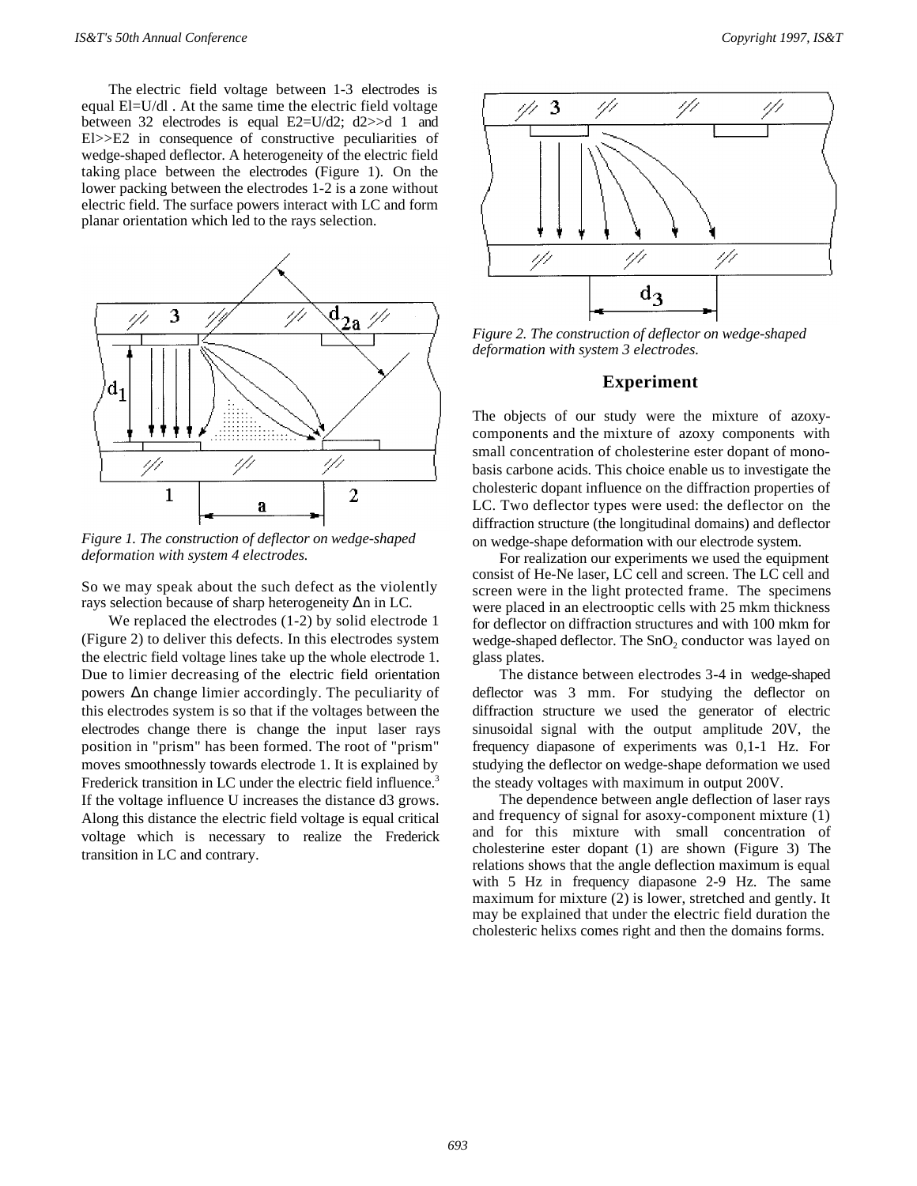The electric field voltage between 1-3 electrodes is equal $E1=U/d1$ . At the same time the electric field voltage between 32 electrodes is equal $E2=U/d2$; $d2>>d\ 1$ and $E1>>E2$ in consequence of constructive peculiarities of wedge-shaped deflector. A heterogeneity of the electric field taking place between the electrodes (Figure 1). On the lower packing between the electrodes 1-2 is a zone without electric field. The surface powers interact with LC and form planar orientation which led to the rays selection.

*Figure 1. The construction of deflector on wedge-shaped deformation with system 4 electrodes.*

So we may speak about the such defect as the violently rays selection because of sharp heterogeneity $\Delta n$ in LC.

We replaced the electrodes (1-2) by solid electrode 1 (Figure 2) to deliver this defects. In this electrodes system the electric field voltage lines take up the whole electrode 1. Due to limier decreasing of the electric field orientation powers $\Delta n$ change limier accordingly. The peculiarity of this electrodes system is so that if the voltages between the electrodes change there is change the input laser rays position in "prism" has been formed. The root of "prism" moves smoothnessly towards electrode 1. It is explained by Frederick transition in LC under the electric field influence.[3] If the voltage influence U increases the distance d3 grows. Along this distance the electric field voltage is equal critical voltage which is necessary to realize the Frederick transition in LC and contrary.

*Figure 2. The construction of deflector on wedge-shaped deformation with system 3 electrodes.*

## Experiment

The objects of our study were the mixture of azoxy-components and the mixture of azoxy components with small concentration of cholesterine ester dopant of mono-basis carbone acids. This choice enable us to investigate the cholesteric dopant influence on the diffraction properties of LC. Two deflector types were used: the deflector on the diffraction structure (the longitudinal domains) and deflector on wedge-shape deformation with our electrode system.

For realization our experiments we used the equipment consist of He-Ne laser, LC cell and screen. The LC cell and screen were in the light protected frame. The specimens were placed in an electrooptic cells with 25 mkm thickness for deflector on diffraction structures and with 100 mkm for wedge-shaped deflector. The $SnO_2$ conductor was layed on glass plates.

The distance between electrodes 3-4 in wedge-shaped deflector was 3 mm. For studying the deflector on diffraction structure we used the generator of electric sinusoidal signal with the output amplitude 20V, the frequency diapasone of experiments was 0,1-1 Hz. For studying the deflector on wedge-shape deformation we used the steady voltages with maximum in output 200V.

The dependence between angle deflection of laser rays and frequency of signal for asoxy-component mixture (1) and for this mixture with small concentration of cholesterine ester dopant (1) are shown (Figure 3) The relations shows that the angle deflection maximum is equal with 5 Hz in frequency diapasone 2-9 Hz. The same maximum for mixture (2) is lower, stretched and gently. It may be explained that under the electric field duration the cholesteric helixs comes right and then the domains forms.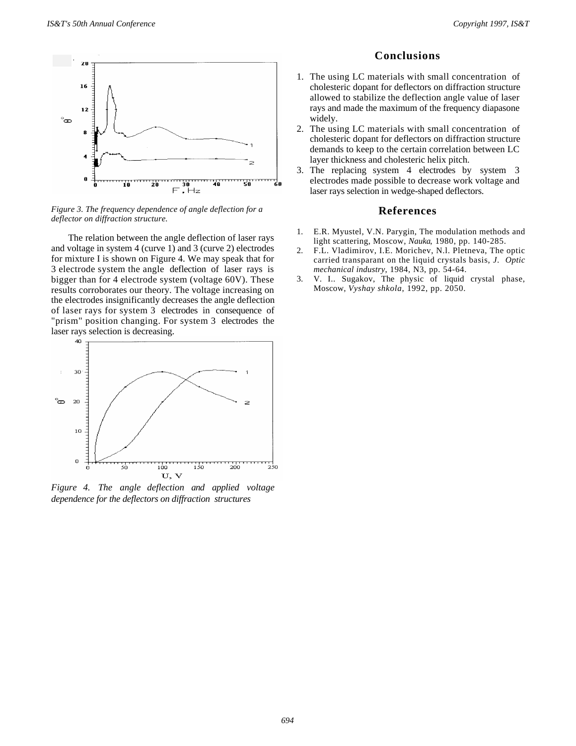20
16
12
θ°
8
4
0
0 10 20 30 40 50 60
F, Hz
1
2

*Figure 3. The frequency dependence of angle deflection for a deflector on diffraction structure.*

The relation between the angle deflection of laser rays and voltage in system 4 (curve 1) and 3 (curve 2) electrodes for mixture I is shown on Figure 4. We may speak that for 3 electrode system the angle deflection of laser rays is bigger than for 4 electrode system (voltage 60V). These results corroborates our theory. The voltage increasing on the electrodes insignificantly decreases the angle deflection of laser rays for system 3 electrodes in consequence of "prism" position changing. For system 3 electrodes the laser rays selection is decreasing.

40
30
θ°
20
10
0
0 50 100 150 200 250
U, V
1
2

*Figure 4. The angle deflection and applied voltage dependence for the deflectors on diffraction structures*

## Conclusions

1. The using LC materials with small concentration of cholesteric dopant for deflectors on diffraction structure allowed to stabilize the deflection angle value of laser rays and made the maximum of the frequency diapasone widely.
2. The using LC materials with small concentration of cholesteric dopant for deflectors on diffraction structure demands to keep to the certain correlation between LC layer thickness and cholesteric helix pitch.
3. The replacing system 4 electrodes by system 3 electrodes made possible to decrease work voltage and laser rays selection in wedge-shaped deflectors.

## References

1. E.R. Myustel, V.N. Parygin, The modulation methods and light scattering, Moscow, *Nauka*, 1980, pp. 140-285.
2. F.L. Vladimirov, I.E. Morichev, N.l. Pletneva, The optic carried transparant on the liquid crystals basis, *J. Optic mechanical industry*, 1984, N3, pp. 54-64.
3. V. I.. Sugakov, The physic of liquid crystal phase, Moscow, *Vyshay shkola*, 1992, pp. 2050.